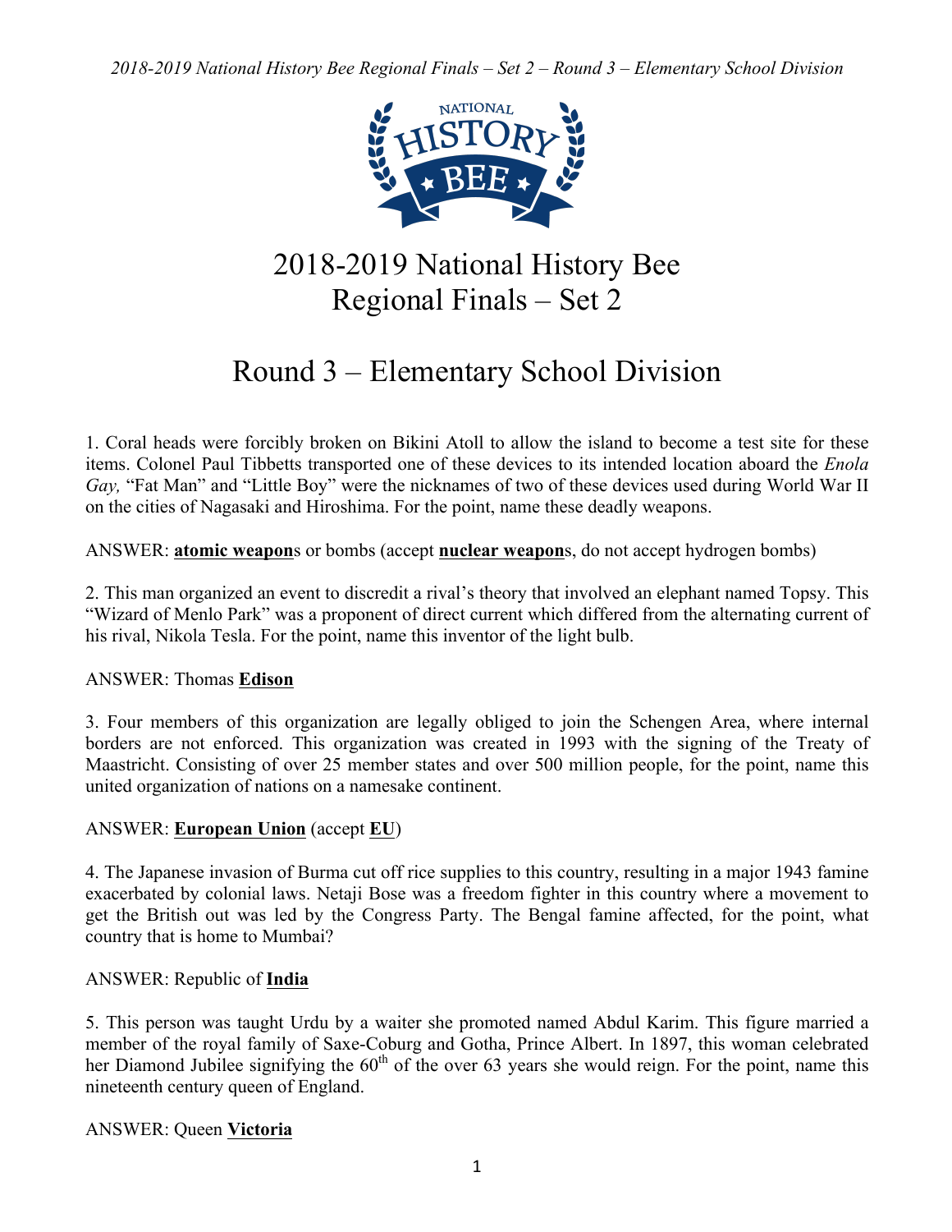# 2018-2019 National History Bee Regional Finals – Set 2

## Round 3 – Elementary School Division

1. Coral heads were forcibly broken on Bikini Atoll to allow the island to become a test site for these items. Colonel Paul Tibbetts transported one of these devices to its intended location aboard the *Enola Gay,* "Fat Man" and "Little Boy" were the nicknames of two of these devices used during World War II on the cities of Nagasaki and Hiroshima. For the point, name these deadly weapons.

ANSWER: **atomic weapon**s or bombs (accept **nuclear weapon**s, do not accept hydrogen bombs)

2. This man organized an event to discredit a rival's theory that involved an elephant named Topsy. This "Wizard of Menlo Park" was a proponent of direct current which differed from the alternating current of his rival, Nikola Tesla. For the point, name this inventor of the light bulb.

ANSWER: Thomas **Edison**

3. Four members of this organization are legally obliged to join the Schengen Area, where internal borders are not enforced. This organization was created in 1993 with the signing of the Treaty of Maastricht. Consisting of over 25 member states and over 500 million people, for the point, name this united organization of nations on a namesake continent.

ANSWER: **European Union** (accept **EU**)

4. The Japanese invasion of Burma cut off rice supplies to this country, resulting in a major 1943 famine exacerbated by colonial laws. Netaji Bose was a freedom fighter in this country where a movement to get the British out was led by the Congress Party. The Bengal famine affected, for the point, what country that is home to Mumbai?

ANSWER: Republic of **India**

5. This person was taught Urdu by a waiter she promoted named Abdul Karim. This figure married a member of the royal family of Saxe-Coburg and Gotha, Prince Albert. In 1897, this woman celebrated her Diamond Jubilee signifying the 60th of the over 63 years she would reign. For the point, name this nineteenth century queen of England.

ANSWER: Queen **Victoria**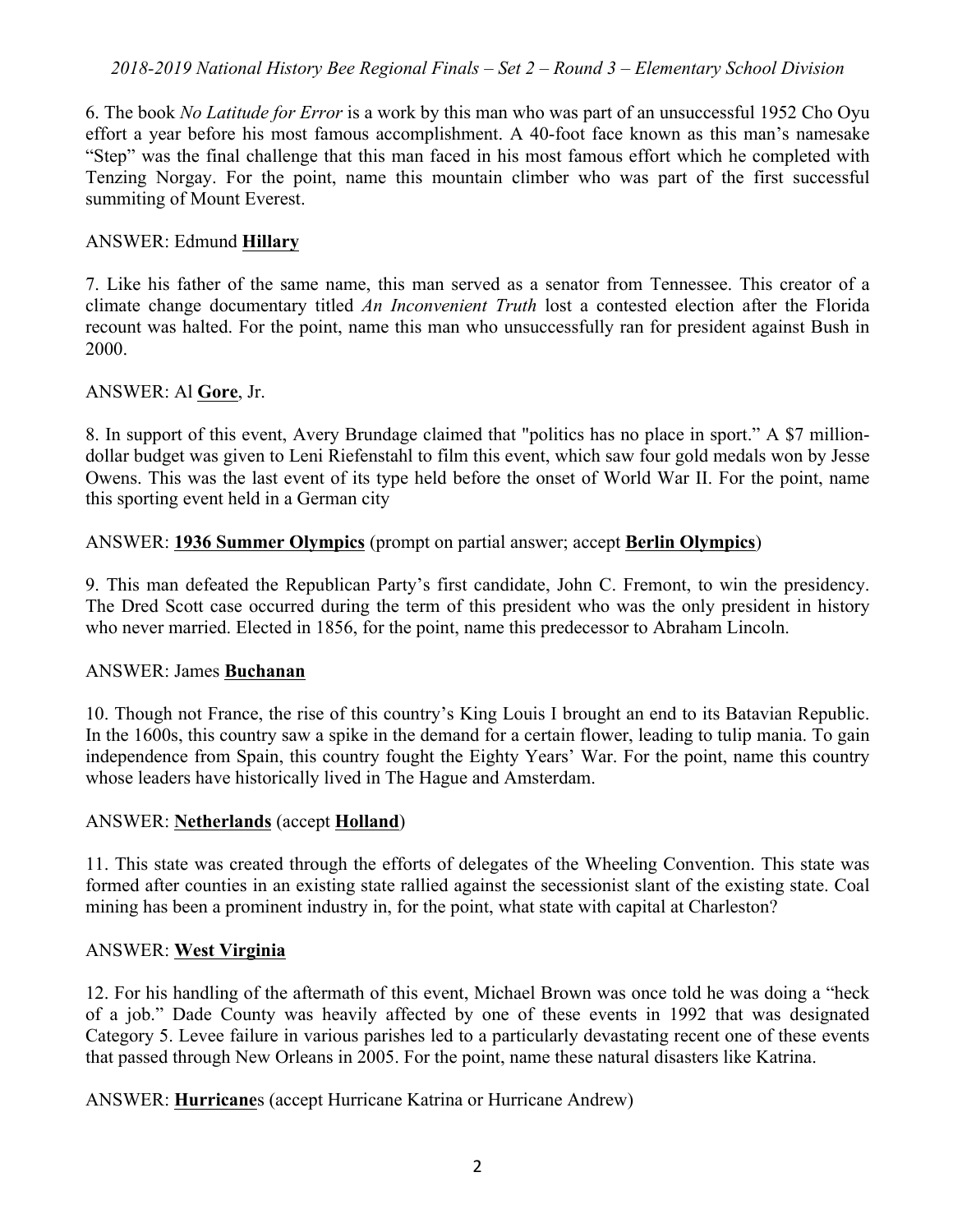6. The book *No Latitude for Error* is a work by this man who was part of an unsuccessful 1952 Cho Oyu effort a year before his most famous accomplishment. A 40-foot face known as this man's namesake "Step" was the final challenge that this man faced in his most famous effort which he completed with Tenzing Norgay. For the point, name this mountain climber who was part of the first successful summiting of Mount Everest.

ANSWER: Edmund **Hillary**

7. Like his father of the same name, this man served as a senator from Tennessee. This creator of a climate change documentary titled *An Inconvenient Truth* lost a contested election after the Florida recount was halted. For the point, name this man who unsuccessfully ran for president against Bush in 2000.

ANSWER: Al **Gore**, Jr.

8. In support of this event, Avery Brundage claimed that "politics has no place in sport." A $7 million-dollar budget was given to Leni Riefenstahl to film this event, which saw four gold medals won by Jesse Owens. This was the last event of its type held before the onset of World War II. For the point, name this sporting event held in a German city

ANSWER: **1936 Summer Olympics** (prompt on partial answer; accept **Berlin Olympics**)

9. This man defeated the Republican Party's first candidate, John C. Fremont, to win the presidency. The Dred Scott case occurred during the term of this president who was the only president in history who never married. Elected in 1856, for the point, name this predecessor to Abraham Lincoln.

ANSWER: James **Buchanan**

10. Though not France, the rise of this country's King Louis I brought an end to its Batavian Republic. In the 1600s, this country saw a spike in the demand for a certain flower, leading to tulip mania. To gain independence from Spain, this country fought the Eighty Years' War. For the point, name this country whose leaders have historically lived in The Hague and Amsterdam.

ANSWER: **Netherlands** (accept **Holland**)

11. This state was created through the efforts of delegates of the Wheeling Convention. This state was formed after counties in an existing state rallied against the secessionist slant of the existing state. Coal mining has been a prominent industry in, for the point, what state with capital at Charleston?

ANSWER: **West Virginia**

12. For his handling of the aftermath of this event, Michael Brown was once told he was doing a "heck of a job." Dade County was heavily affected by one of these events in 1992 that was designated Category 5. Levee failure in various parishes led to a particularly devastating recent one of these events that passed through New Orleans in 2005. For the point, name these natural disasters like Katrina.

ANSWER: **Hurricane**s (accept Hurricane Katrina or Hurricane Andrew)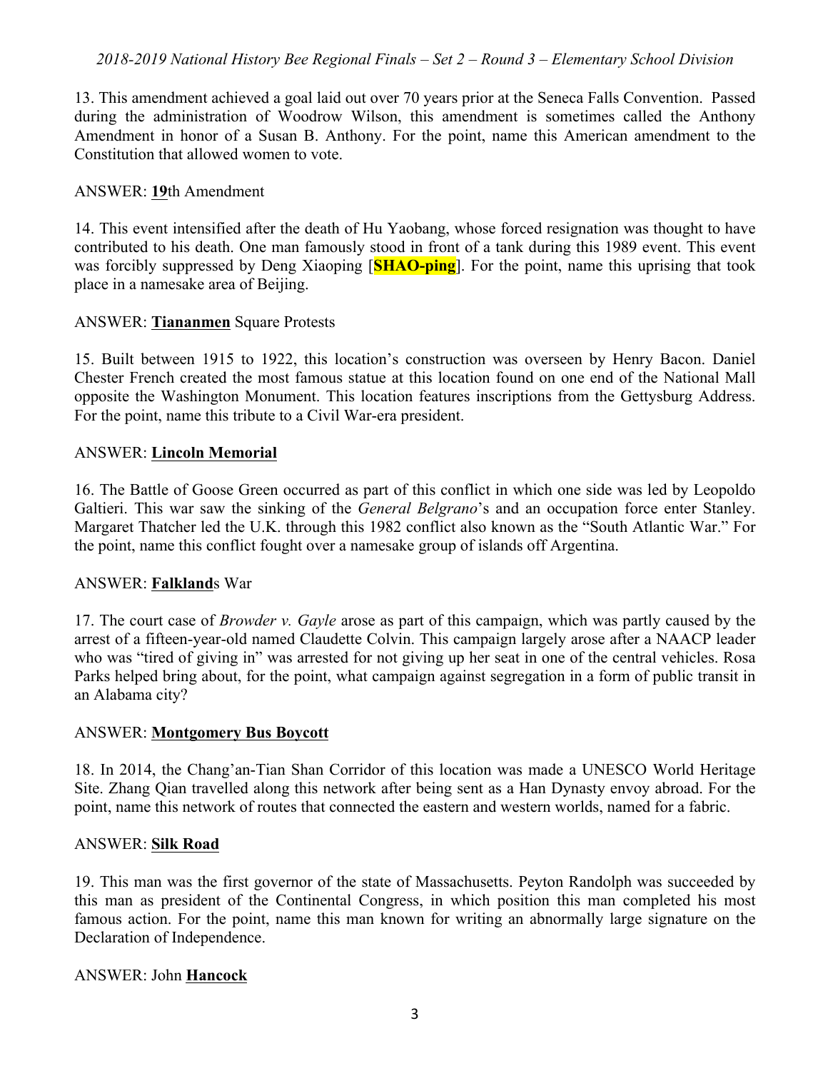13. This amendment achieved a goal laid out over 70 years prior at the Seneca Falls Convention. Passed during the administration of Woodrow Wilson, this amendment is sometimes called the Anthony Amendment in honor of a Susan B. Anthony. For the point, name this American amendment to the Constitution that allowed women to vote.

ANSWER: **19**th Amendment

14. This event intensified after the death of Hu Yaobang, whose forced resignation was thought to have contributed to his death. One man famously stood in front of a tank during this 1989 event. This event was forcibly suppressed by Deng Xiaoping [**SHAO-ping**]. For the point, name this uprising that took place in a namesake area of Beijing.

ANSWER: **Tiananmen** Square Protests

15. Built between 1915 to 1922, this location's construction was overseen by Henry Bacon. Daniel Chester French created the most famous statue at this location found on one end of the National Mall opposite the Washington Monument. This location features inscriptions from the Gettysburg Address. For the point, name this tribute to a Civil War-era president.

ANSWER: **Lincoln Memorial**

16. The Battle of Goose Green occurred as part of this conflict in which one side was led by Leopoldo Galtieri. This war saw the sinking of the *General Belgrano*'s and an occupation force enter Stanley. Margaret Thatcher led the U.K. through this 1982 conflict also known as the "South Atlantic War." For the point, name this conflict fought over a namesake group of islands off Argentina.

ANSWER: **Falkland**s War

17. The court case of *Browder v. Gayle* arose as part of this campaign, which was partly caused by the arrest of a fifteen-year-old named Claudette Colvin. This campaign largely arose after a NAACP leader who was "tired of giving in" was arrested for not giving up her seat in one of the central vehicles. Rosa Parks helped bring about, for the point, what campaign against segregation in a form of public transit in an Alabama city?

ANSWER: **Montgomery Bus Boycott**

18. In 2014, the Chang'an-Tian Shan Corridor of this location was made a UNESCO World Heritage Site. Zhang Qian travelled along this network after being sent as a Han Dynasty envoy abroad. For the point, name this network of routes that connected the eastern and western worlds, named for a fabric.

ANSWER: **Silk Road**

19. This man was the first governor of the state of Massachusetts. Peyton Randolph was succeeded by this man as president of the Continental Congress, in which position this man completed his most famous action. For the point, name this man known for writing an abnormally large signature on the Declaration of Independence.

ANSWER: John **Hancock**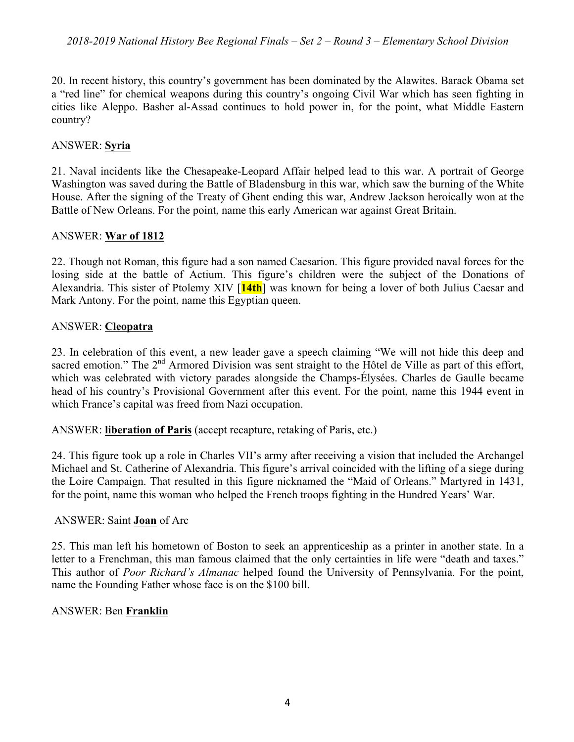20. In recent history, this country's government has been dominated by the Alawites. Barack Obama set a "red line" for chemical weapons during this country's ongoing Civil War which has seen fighting in cities like Aleppo. Basher al-Assad continues to hold power in, for the point, what Middle Eastern country?

ANSWER: **Syria**

21. Naval incidents like the Chesapeake-Leopard Affair helped lead to this war. A portrait of George Washington was saved during the Battle of Bladensburg in this war, which saw the burning of the White House. After the signing of the Treaty of Ghent ending this war, Andrew Jackson heroically won at the Battle of New Orleans. For the point, name this early American war against Great Britain.

ANSWER: **War of 1812**

22. Though not Roman, this figure had a son named Caesarion. This figure provided naval forces for the losing side at the battle of Actium. This figure's children were the subject of the Donations of Alexandria. This sister of Ptolemy XIV [**14th**] was known for being a lover of both Julius Caesar and Mark Antony. For the point, name this Egyptian queen.

ANSWER: **Cleopatra**

23. In celebration of this event, a new leader gave a speech claiming "We will not hide this deep and sacred emotion." The 2nd Armored Division was sent straight to the Hôtel de Ville as part of this effort, which was celebrated with victory parades alongside the Champs-Élysées. Charles de Gaulle became head of his country's Provisional Government after this event. For the point, name this 1944 event in which France's capital was freed from Nazi occupation.

ANSWER: **liberation of Paris** (accept recapture, retaking of Paris, etc.)

24. This figure took up a role in Charles VII's army after receiving a vision that included the Archangel Michael and St. Catherine of Alexandria. This figure's arrival coincided with the lifting of a siege during the Loire Campaign. That resulted in this figure nicknamed the "Maid of Orleans." Martyred in 1431, for the point, name this woman who helped the French troops fighting in the Hundred Years' War.

ANSWER: Saint **Joan** of Arc

25. This man left his hometown of Boston to seek an apprenticeship as a printer in another state. In a letter to a Frenchman, this man famous claimed that the only certainties in life were "death and taxes." This author of *Poor Richard's Almanac* helped found the University of Pennsylvania. For the point, name the Founding Father whose face is on the $100 bill.

ANSWER: Ben **Franklin**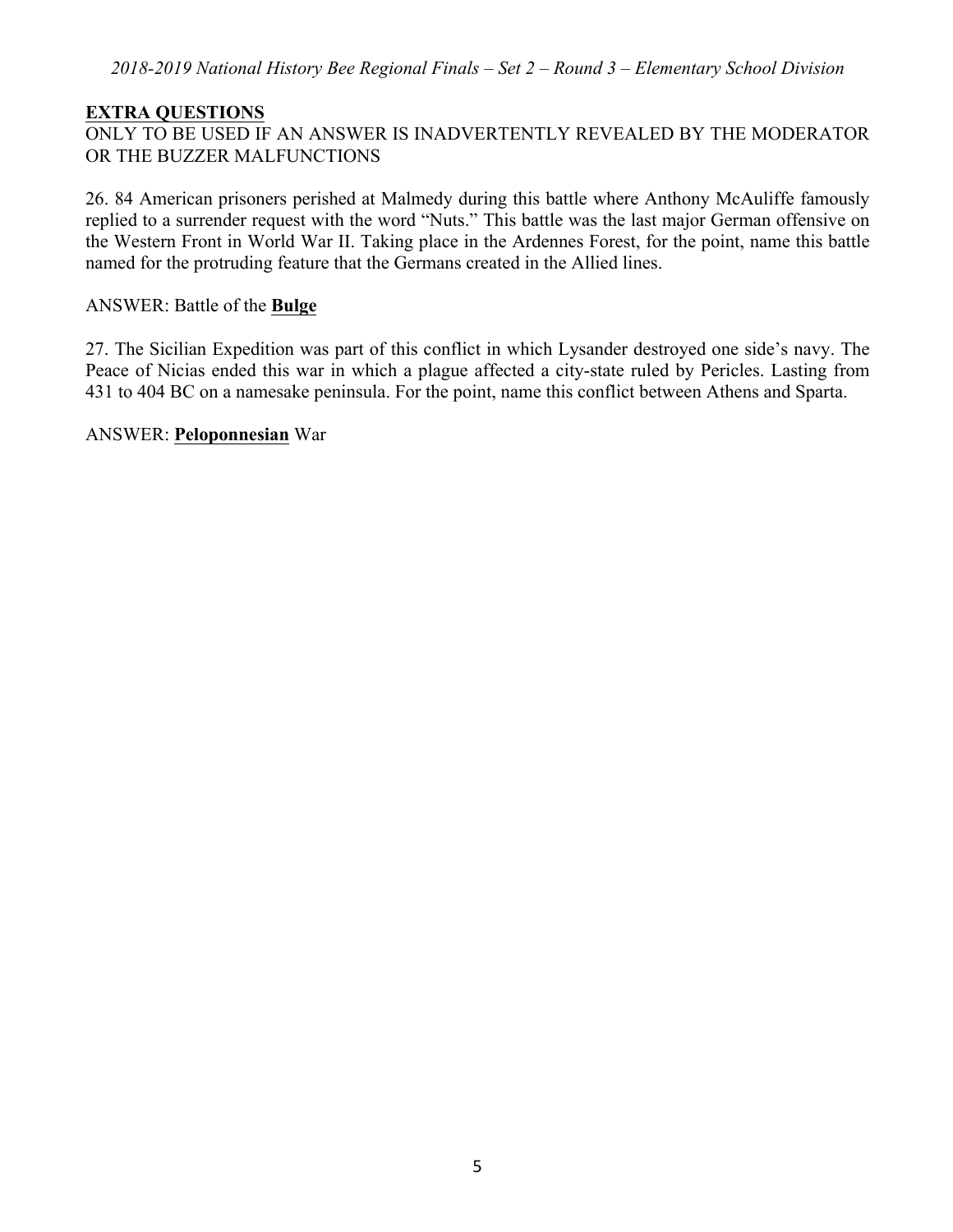**EXTRA QUESTIONS**

ONLY TO BE USED IF AN ANSWER IS INADVERTENTLY REVEALED BY THE MODERATOR OR THE BUZZER MALFUNCTIONS

26. 84 American prisoners perished at Malmedy during this battle where Anthony McAuliffe famously replied to a surrender request with the word "Nuts." This battle was the last major German offensive on the Western Front in World War II. Taking place in the Ardennes Forest, for the point, name this battle named for the protruding feature that the Germans created in the Allied lines.

ANSWER: Battle of the **Bulge**

27. The Sicilian Expedition was part of this conflict in which Lysander destroyed one side's navy. The Peace of Nicias ended this war in which a plague affected a city-state ruled by Pericles. Lasting from 431 to 404 BC on a namesake peninsula. For the point, name this conflict between Athens and Sparta.

ANSWER: **Peloponnesian** War